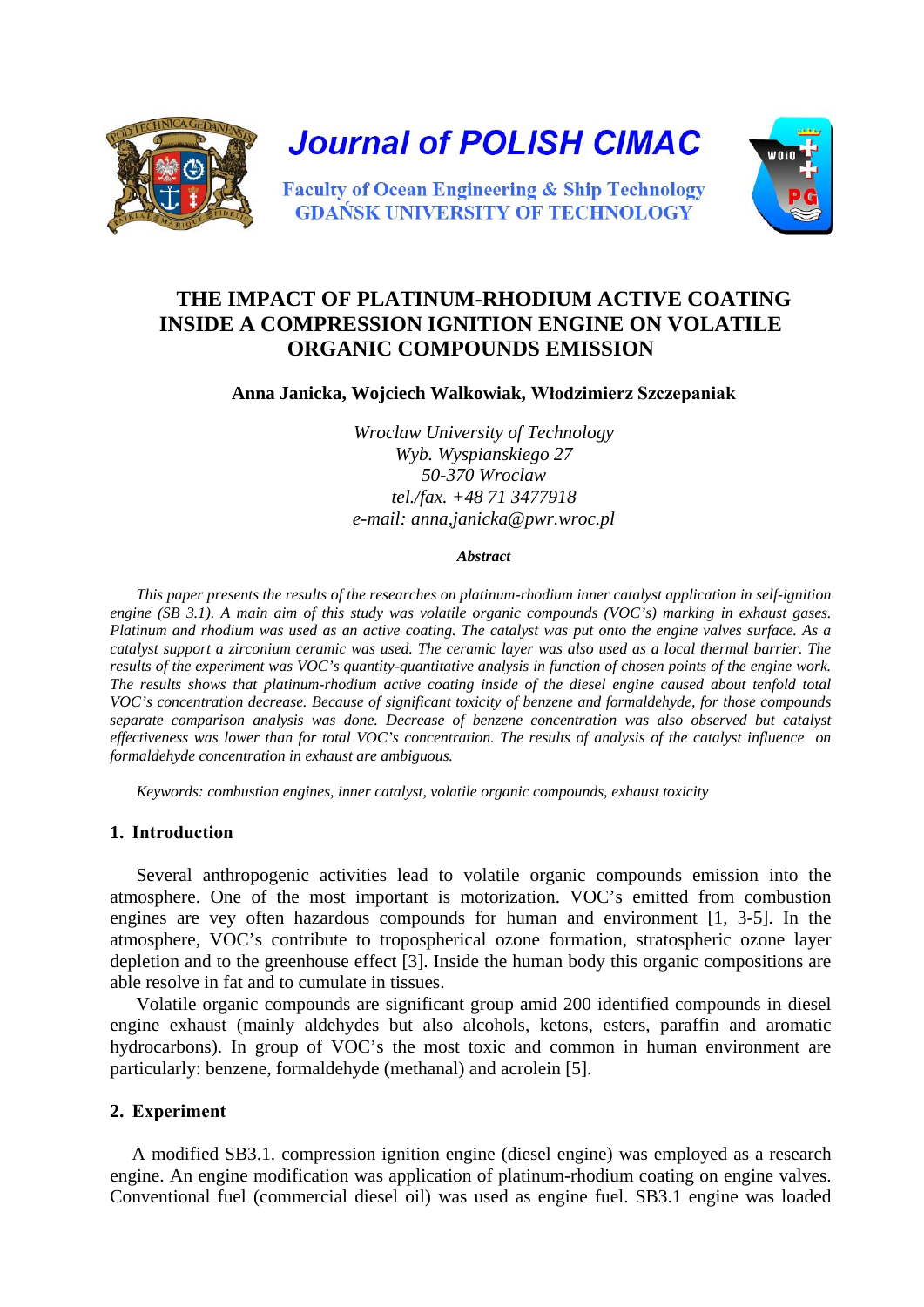Journal of POLISH CIMAC

Faculty of Ocean Engineering & Ship Technology
GDAŃSK UNIVERSITY OF TECHNOLOGY

# THE IMPACT OF PLATINUM-RHODIUM ACTIVE COATING INSIDE A COMPRESSION IGNITION ENGINE ON VOLATILE ORGANIC COMPOUNDS EMISSION

**Anna Janicka, Wojciech Walkowiak, Włodzimierz Szczepaniak**

*Wroclaw University of Technology*
*Wyb. Wyspianskiego 27*
*50-370 Wroclaw*
*tel./fax. +48 71 3477918*
*e-mail: anna,janicka@pwr.wroc.pl*

***Abstract***

*This paper presents the results of the researches on platinum-rhodium inner catalyst application in self-ignition engine (SB 3.1). A main aim of this study was volatile organic compounds (VOC's) marking in exhaust gases. Platinum and rhodium was used as an active coating. The catalyst was put onto the engine valves surface. As a catalyst support a zirconium ceramic was used. The ceramic layer was also used as a local thermal barrier. The results of the experiment was VOC's quantity-quantitative analysis in function of chosen points of the engine work. The results shows that platinum-rhodium active coating inside of the diesel engine caused about tenfold total VOC's concentration decrease. Because of significant toxicity of benzene and formaldehyde, for those compounds separate comparison analysis was done. Decrease of benzene concentration was also observed but catalyst effectiveness was lower than for total VOC's concentration. The results of analysis of the catalyst influence on formaldehyde concentration in exhaust are ambiguous.*

*Keywords: combustion engines, inner catalyst, volatile organic compounds, exhaust toxicity*

## 1. Introduction

Several anthropogenic activities lead to volatile organic compounds emission into the atmosphere. One of the most important is motorization. VOC's emitted from combustion engines are vey often hazardous compounds for human and environment [1, 3-5]. In the atmosphere, VOC's contribute to tropospherical ozone formation, stratospheric ozone layer depletion and to the greenhouse effect [3]. Inside the human body this organic compositions are able resolve in fat and to cumulate in tissues.

Volatile organic compounds are significant group amid 200 identified compounds in diesel engine exhaust (mainly aldehydes but also alcohols, ketons, esters, paraffin and aromatic hydrocarbons). In group of VOC's the most toxic and common in human environment are particularly: benzene, formaldehyde (methanal) and acrolein [5].

## 2. Experiment

A modified SB3.1. compression ignition engine (diesel engine) was employed as a research engine. An engine modification was application of platinum-rhodium coating on engine valves. Conventional fuel (commercial diesel oil) was used as engine fuel. SB3.1 engine was loaded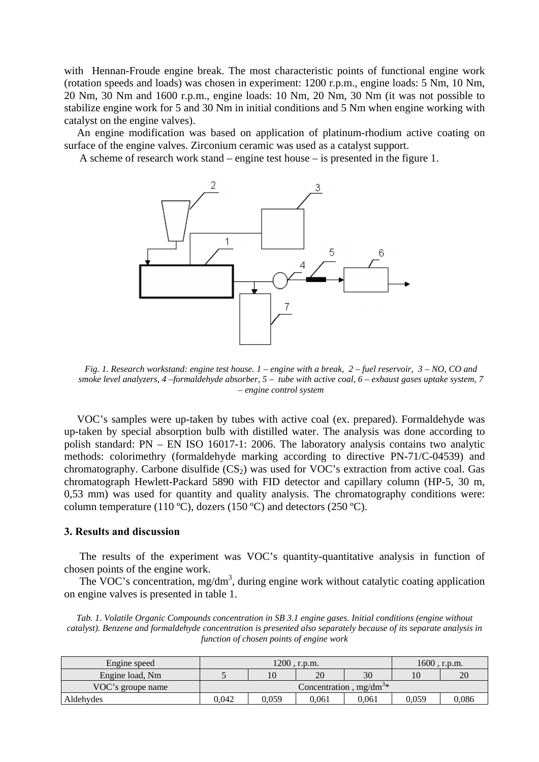with Hennan-Froude engine break. The most characteristic points of functional engine work (rotation speeds and loads) was chosen in experiment: 1200 r.p.m., engine loads: 5 Nm, 10 Nm, 20 Nm, 30 Nm and 1600 r.p.m., engine loads: 10 Nm, 20 Nm, 30 Nm (it was not possible to stabilize engine work for 5 and 30 Nm in initial conditions and 5 Nm when engine working with catalyst on the engine valves).

An engine modification was based on application of platinum-rhodium active coating on surface of the engine valves. Zirconium ceramic was used as a catalyst support.

A scheme of research work stand – engine test house – is presented in the figure 1.

*Fig. 1. Research workstand: engine test house. 1 – engine with a break, 2 – fuel reservoir, 3 – NO, CO and smoke level analyzers, 4 –formaldehyde absorber, 5 – tube with active coal, 6 – exhaust gases uptake system, 7 – engine control system*

VOC's samples were up-taken by tubes with active coal (ex. prepared). Formaldehyde was up-taken by special absorption bulb with distilled water. The analysis was done according to polish standard: PN – EN ISO 16017-1: 2006. The laboratory analysis contains two analytic methods: colorimethry (formaldehyde marking according to directive PN-71/C-04539) and chromatography. Carbone disulfide ($CS_2$) was used for VOC's extraction from active coal. Gas chromatograph Hewlett-Packard 5890 with FID detector and capillary column (HP-5, 30 m, 0,53 mm) was used for quantity and quality analysis. The chromatography conditions were: column temperature (110 ºC), dozers (150 ºC) and detectors (250 ºC).

## 3. Results and discussion

The results of the experiment was VOC's quantity-quantitative analysis in function of chosen points of the engine work.

The VOC's concentration, mg/dm$^3$, during engine work without catalytic coating application on engine valves is presented in table 1.

*Tab. 1. Volatile Organic Compounds concentration in SB 3.1 engine gases. Initial conditions (engine without catalyst). Benzene and formaldehyde concentration is presented also separately because of its separate analysis in function of chosen points of engine work*

| Engine speed | 1200 , r.p.m. | | | | 1600 , r.p.m. | |
|---|---|---|---|---|---|---|
| Engine load, Nm | 5 | 10 | 20 | 30 | 10 | 20 |
| VOC's groupe name | Concentration , mg/dm$^3$* | | | | | |
| Aldehydes | 0,042 | 0,059 | 0,061 | 0,061 | 0,059 | 0,086 |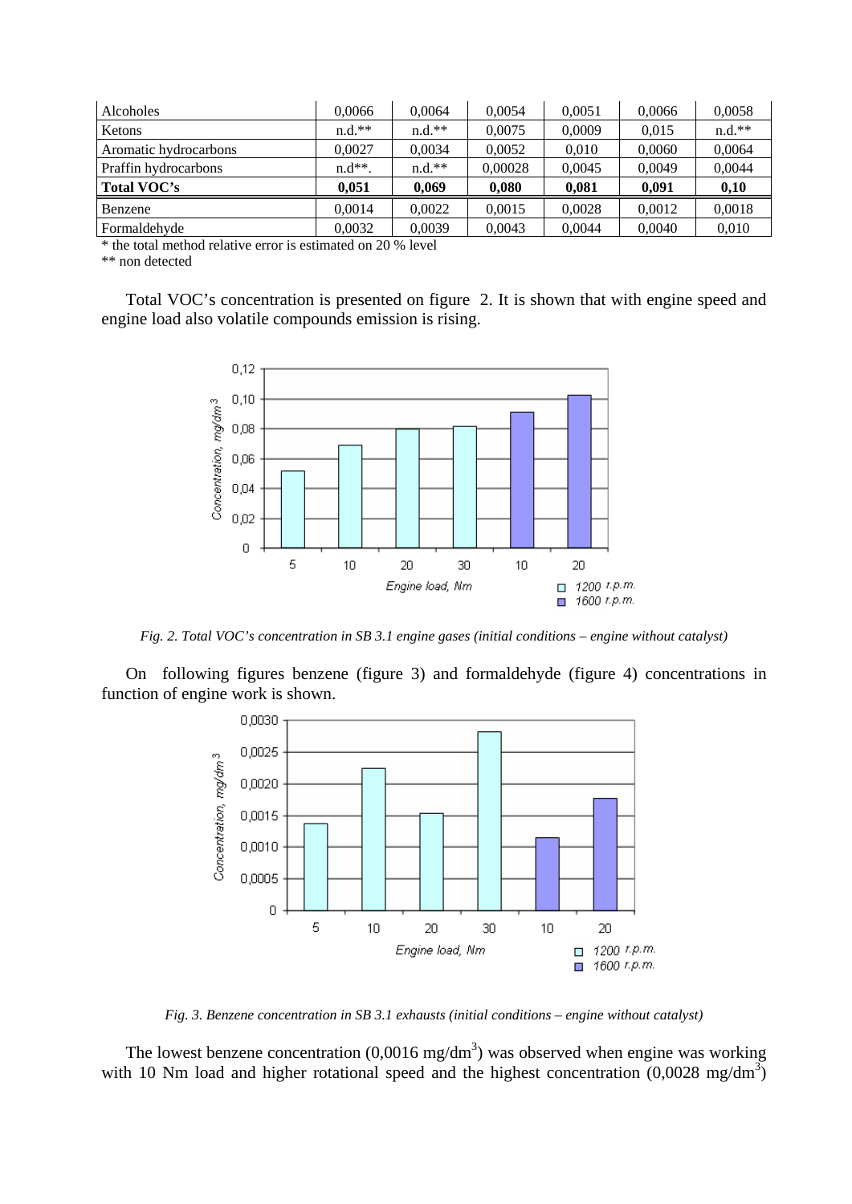| | | | | | | |
|---|---|---|---|---|---|---|
| Alcoholes | 0,0066 | 0,0064 | 0,0054 | 0,0051 | 0,0066 | 0,0058 |
| Ketons | n.d.** | n.d.** | 0,0075 | 0,0009 | 0,015 | n.d.** |
| Aromatic hydrocarbons | 0,0027 | 0,0034 | 0,0052 | 0,010 | 0,0060 | 0,0064 |
| Praffin hydrocarbons | n.d**. | n.d.** | 0,00028 | 0,0045 | 0,0049 | 0,0044 |
| **Total VOC's** | **0,051** | **0,069** | **0,080** | **0,081** | **0,091** | **0,10** |
| Benzene | 0,0014 | 0,0022 | 0,0015 | 0,0028 | 0,0012 | 0,0018 |
| Formaldehyde | 0,0032 | 0,0039 | 0,0043 | 0,0044 | 0,0040 | 0,010 |

* the total method relative error is estimated on 20 % level

** non detected

Total VOC's concentration is presented on figure 2. It is shown that with engine speed and engine load also volatile compounds emission is rising.

*Fig. 2. Total VOC's concentration in SB 3.1 engine gases (initial conditions – engine without catalyst)*

On following figures benzene (figure 3) and formaldehyde (figure 4) concentrations in function of engine work is shown.

*Fig. 3. Benzene concentration in SB 3.1 exhausts (initial conditions – engine without catalyst)*

The lowest benzene concentration (0,0016 mg/dm$^3$) was observed when engine was working with 10 Nm load and higher rotational speed and the highest concentration (0,0028 mg/dm$^3$)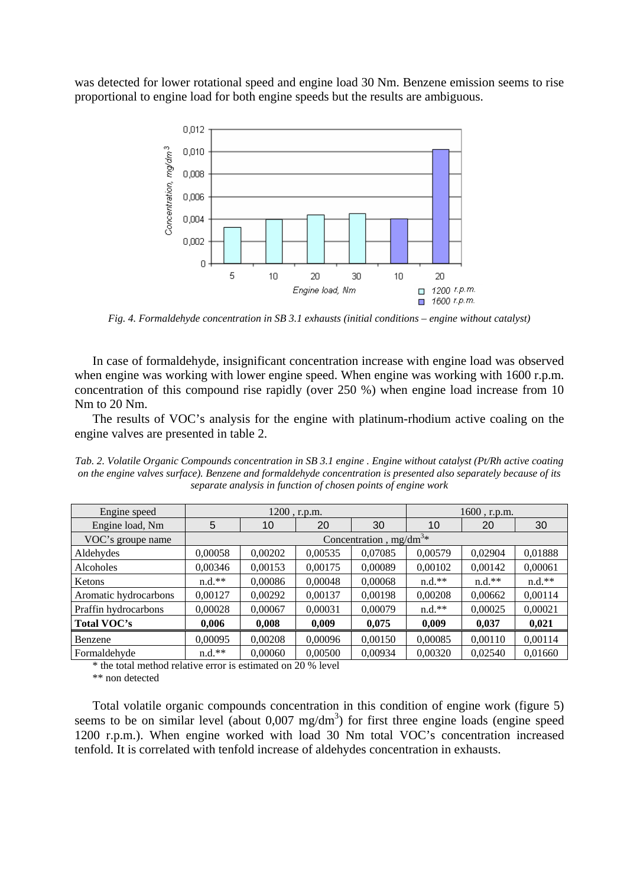was detected for lower rotational speed and engine load 30 Nm. Benzene emission seems to rise proportional to engine load for both engine speeds but the results are ambiguous.

*Fig. 4. Formaldehyde concentration in SB 3.1 exhausts (initial conditions – engine without catalyst)*

In case of formaldehyde, insignificant concentration increase with engine load was observed when engine was working with lower engine speed. When engine was working with 1600 r.p.m. concentration of this compound rise rapidly (over 250 %) when engine load increase from 10 Nm to 20 Nm.

The results of VOC's analysis for the engine with platinum-rhodium active coaling on the engine valves are presented in table 2.

*Tab. 2. Volatile Organic Compounds concentration in SB 3.1 engine . Engine without catalyst (Pt/Rh active coating on the engine valves surface). Benzene and formaldehyde concentration is presented also separately because of its separate analysis in function of chosen points of engine work*

| Engine speed | 1200 , r.p.m. | | | | 1600 , r.p.m. | | |
|---|---|---|---|---|---|---|---|
| Engine load, Nm | 5 | 10 | 20 | 30 | 10 | 20 | 30 |
| VOC's groupe name | Concentration , mg/dm$^3$* | | | | | | |
| Aldehydes | 0,00058 | 0,00202 | 0,00535 | 0,07085 | 0,00579 | 0,02904 | 0,01888 |
| Alcoholes | 0,00346 | 0,00153 | 0,00175 | 0,00089 | 0,00102 | 0,00142 | 0,00061 |
| Ketons | n.d.** | 0,00086 | 0,00048 | 0,00068 | n.d.** | n.d.** | n.d.** |
| Aromatic hydrocarbons | 0,00127 | 0,00292 | 0,00137 | 0,00198 | 0,00208 | 0,00662 | 0,00114 |
| Praffin hydrocarbons | 0,00028 | 0,00067 | 0,00031 | 0,00079 | n.d.** | 0,00025 | 0,00021 |
| **Total VOC's** | **0,006** | **0,008** | **0,009** | **0,075** | **0,009** | **0,037** | **0,021** |
| Benzene | 0,00095 | 0,00208 | 0,00096 | 0,00150 | 0,00085 | 0,00110 | 0,00114 |
| Formaldehyde | n.d.** | 0,00060 | 0,00500 | 0,00934 | 0,00320 | 0,02540 | 0,01660 |

\* the total method relative error is estimated on 20 % level

** non detected

Total volatile organic compounds concentration in this condition of engine work (figure 5) seems to be on similar level (about 0,007 mg/dm$^3$) for first three engine loads (engine speed 1200 r.p.m.). When engine worked with load 30 Nm total VOC's concentration increased tenfold. It is correlated with tenfold increase of aldehydes concentration in exhausts.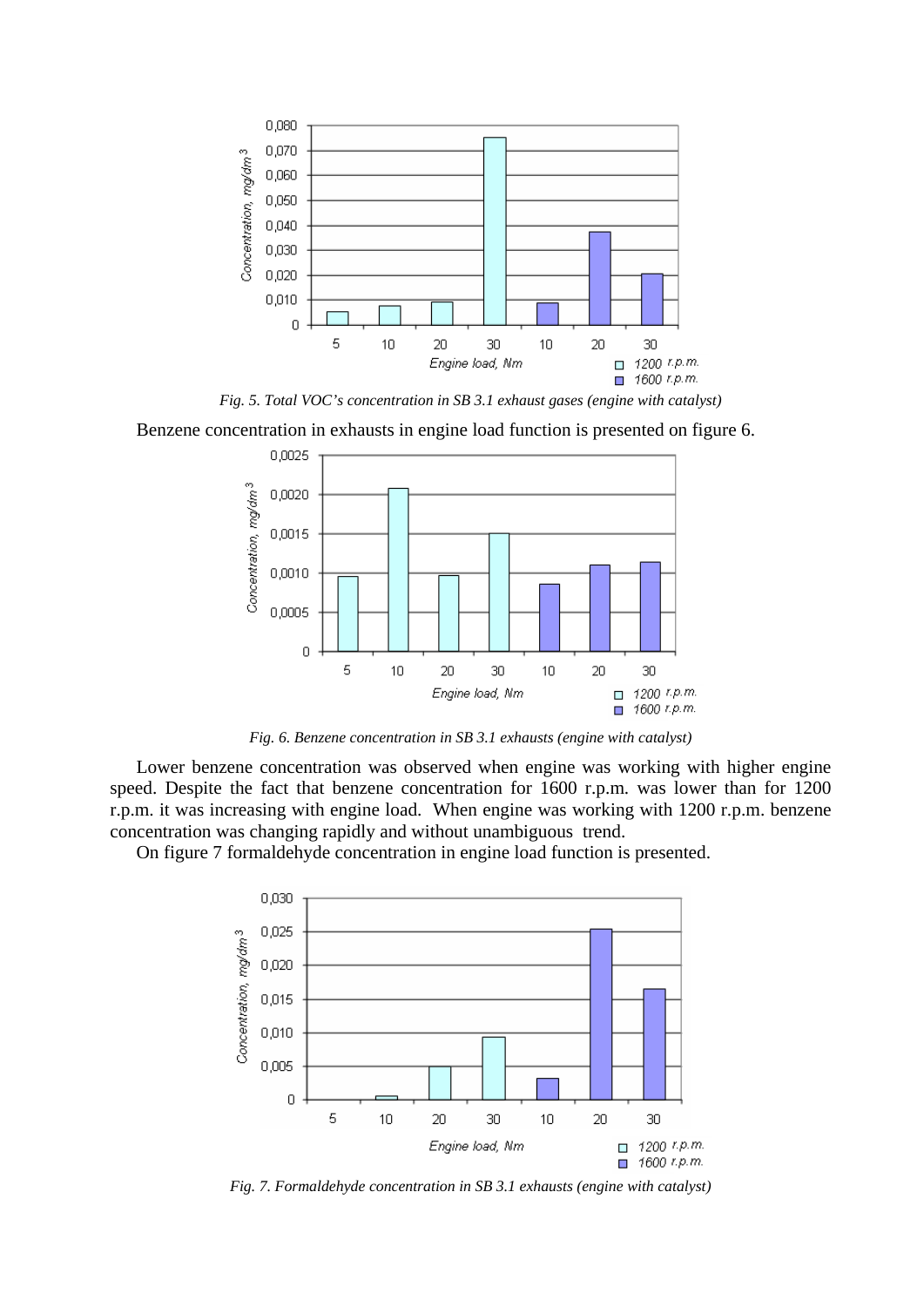*Fig. 5. Total VOC's concentration in SB 3.1 exhaust gases (engine with catalyst)*

Benzene concentration in exhausts in engine load function is presented on figure 6.

*Fig. 6. Benzene concentration in SB 3.1 exhausts (engine with catalyst)*

Lower benzene concentration was observed when engine was working with higher engine speed. Despite the fact that benzene concentration for 1600 r.p.m. was lower than for 1200 r.p.m. it was increasing with engine load. When engine was working with 1200 r.p.m. benzene concentration was changing rapidly and without unambiguous trend.

On figure 7 formaldehyde concentration in engine load function is presented.

*Fig. 7. Formaldehyde concentration in SB 3.1 exhausts (engine with catalyst)*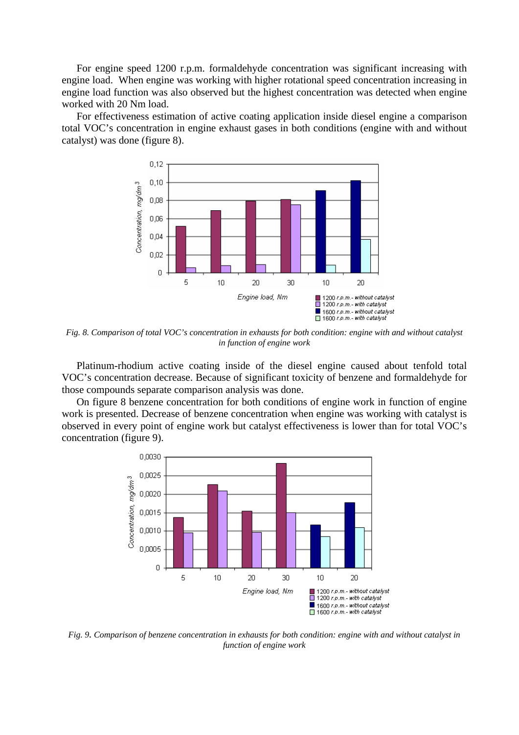For engine speed 1200 r.p.m. formaldehyde concentration was significant increasing with engine load. When engine was working with higher rotational speed concentration increasing in engine load function was also observed but the highest concentration was detected when engine worked with 20 Nm load.

For effectiveness estimation of active coating application inside diesel engine a comparison total VOC's concentration in engine exhaust gases in both conditions (engine with and without catalyst) was done (figure 8).

*Fig. 8. Comparison of total VOC's concentration in exhausts for both condition: engine with and without catalyst in function of engine work*

Platinum-rhodium active coating inside of the diesel engine caused about tenfold total VOC's concentration decrease. Because of significant toxicity of benzene and formaldehyde for those compounds separate comparison analysis was done.

On figure 8 benzene concentration for both conditions of engine work in function of engine work is presented. Decrease of benzene concentration when engine was working with catalyst is observed in every point of engine work but catalyst effectiveness is lower than for total VOC's concentration (figure 9).

*Fig. 9. Comparison of benzene concentration in exhausts for both condition: engine with and without catalyst in function of engine work*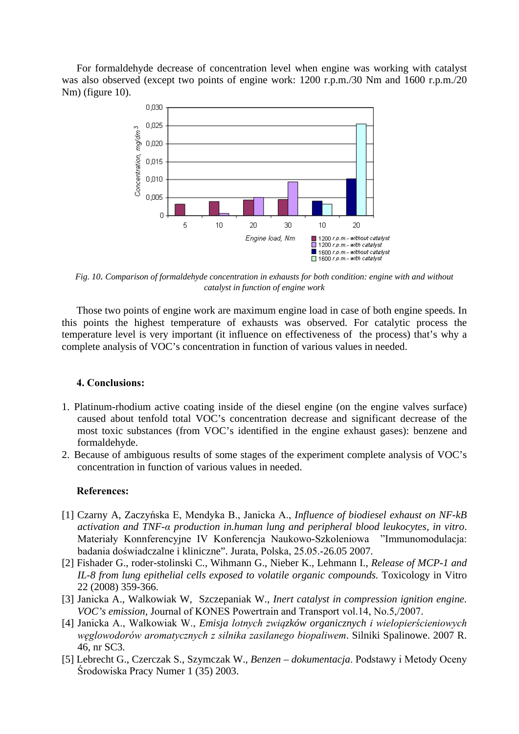For formaldehyde decrease of concentration level when engine was working with catalyst was also observed (except two points of engine work: 1200 r.p.m./30 Nm and 1600 r.p.m./20 Nm) (figure 10).

0,030
0,025
0,020
0,015
0,010
0,005
0

Concentration, mg/dm$^3$

5 10 20 30 10 20

Engine load, Nm

1200 r.p.m.- without catalyst
1200 r.p.m.- with catalyst
1600 r.p.m.- without catalyst
1600 r.p.m.- with catalyst

*Fig. 10. Comparison of formaldehyde concentration in exhausts for both condition: engine with and without catalyst in function of engine work*

Those two points of engine work are maximum engine load in case of both engine speeds. In this points the highest temperature of exhausts was observed. For catalytic process the temperature level is very important (it influence on effectiveness of the process) that's why a complete analysis of VOC's concentration in function of various values in needed.

### 4. Conclusions:

1. Platinum-rhodium active coating inside of the diesel engine (on the engine valves surface) caused about tenfold total VOC's concentration decrease and significant decrease of the most toxic substances (from VOC's identified in the engine exhaust gases): benzene and formaldehyde.
2. Because of ambiguous results of some stages of the experiment complete analysis of VOC's concentration in function of various values in needed.

### References:

[1] Czarny A, Zaczyńska E, Mendyka B., Janicka A., *Influence of biodiesel exhaust on NF-kB activation and TNF-α production in.human lung and peripheral blood leukocytes, in vitro*. Materiały Konnferencyjne IV Konferencja Naukowo-Szkoleniowa "Immunomodulacja: badania doświadczalne i kliniczne". Jurata, Polska, 25.05.-26.05 2007.

[2] Fishader G., roder-stolinski C., Wihmann G., Nieber K., Lehmann I., *Release of MCP-1 and IL-8 from lung epithelial cells exposed to volatile organic compounds.* Toxicology in Vitro 22 (2008) 359-366.

[3] Janicka A., Walkowiak W, Szczepaniak W., *Inert catalyst in compression ignition engine. VOC's emission*, Journal of KONES Powertrain and Transport vol.14, No.5,/2007.

[4] Janicka A., Walkowiak W., *Emisja lotnych związków organicznych i wielopierścieniowych węglowodorów aromatycznych z silnika zasilanego biopaliwem*. Silniki Spalinowe. 2007 R. 46, nr SC3.

[5] Lebrecht G., Czerczak S., Szymczak W., *Benzen – dokumentacja*. Podstawy i Metody Oceny Środowiska Pracy Numer 1 (35) 2003.